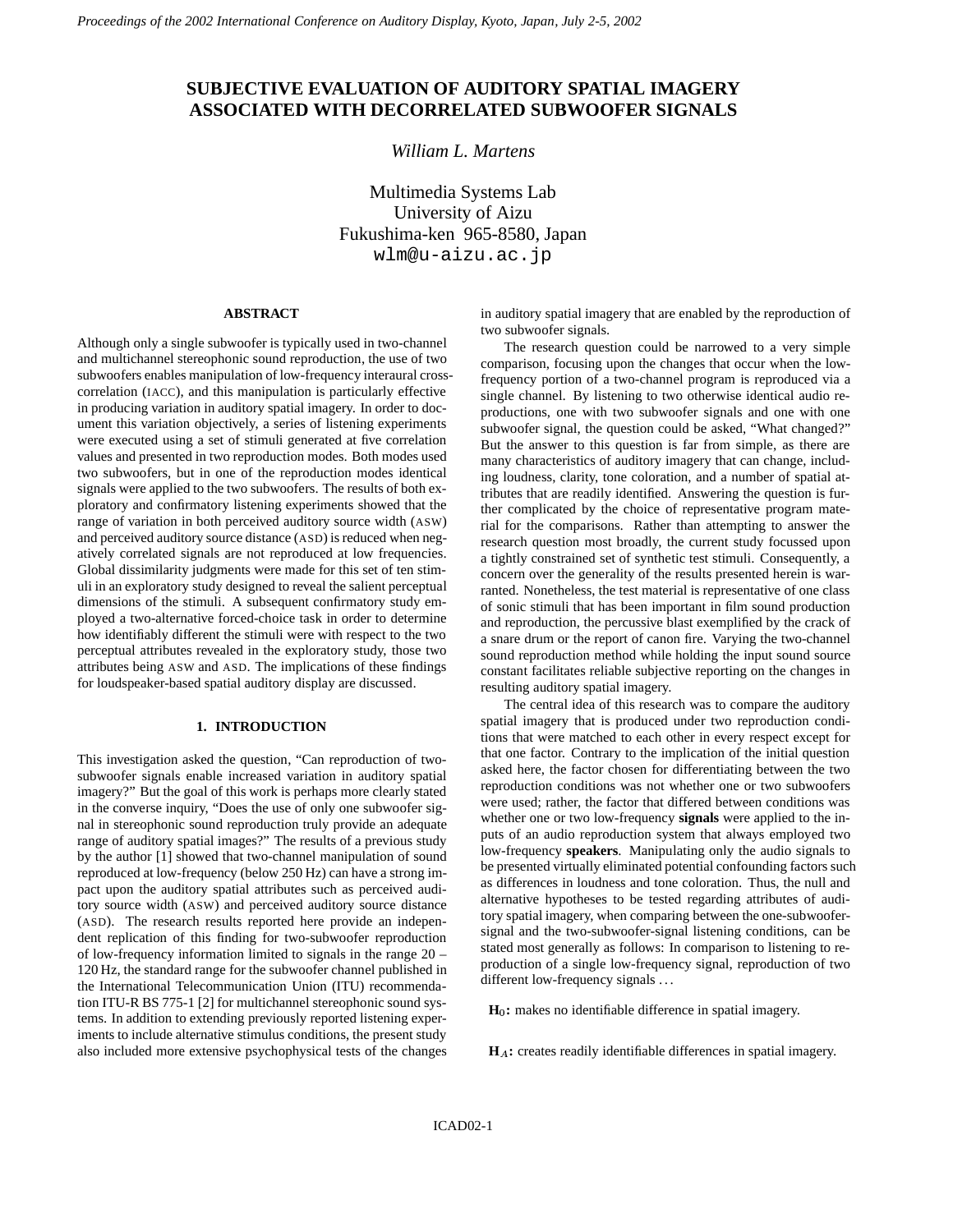# SUBJECTIVE EVALUATION OF AUDITORY SPATIAL IMAGERY ASSOCIATED WITH DECORRELATED SUBWOOFER SIGNALS

*William L. Martens*

Multimedia Systems Lab
University of Aizu
Fukushima-ken 965-8580, Japan
wlm@u-aizu.ac.jp

## ABSTRACT

Although only a single subwoofer is typically used in two-channel and multichannel stereophonic sound reproduction, the use of two subwoofers enables manipulation of low-frequency interaural cross-correlation (IACC), and this manipulation is particularly effective in producing variation in auditory spatial imagery. In order to document this variation objectively, a series of listening experiments were executed using a set of stimuli generated at five correlation values and presented in two reproduction modes. Both modes used two subwoofers, but in one of the reproduction modes identical signals were applied to the two subwoofers. The results of both exploratory and confirmatory listening experiments showed that the range of variation in both perceived auditory source width (ASW) and perceived auditory source distance (ASD) is reduced when negatively correlated signals are not reproduced at low frequencies. Global dissimilarity judgments were made for this set of ten stimuli in an exploratory study designed to reveal the salient perceptual dimensions of the stimuli. A subsequent confirmatory study employed a two-alternative forced-choice task in order to determine how identifiably different the stimuli were with respect to the two perceptual attributes revealed in the exploratory study, those two attributes being ASW and ASD. The implications of these findings for loudspeaker-based spatial auditory display are discussed.

## 1. INTRODUCTION

This investigation asked the question, "Can reproduction of two-subwoofer signals enable increased variation in auditory spatial imagery?" But the goal of this work is perhaps more clearly stated in the converse inquiry, "Does the use of only one subwoofer signal in stereophonic sound reproduction truly provide an adequate range of auditory spatial images?" The results of a previous study by the author [1] showed that two-channel manipulation of sound reproduced at low-frequency (below 250 Hz) can have a strong impact upon the auditory spatial attributes such as perceived auditory source width (ASW) and perceived auditory source distance (ASD). The research results reported here provide an independent replication of this finding for two-subwoofer reproduction of low-frequency information limited to signals in the range 20 – 120 Hz, the standard range for the subwoofer channel published in the International Telecommunication Union (ITU) recommendation ITU-R BS 775-1 [2] for multichannel stereophonic sound systems. In addition to extending previously reported listening experiments to include alternative stimulus conditions, the present study also included more extensive psychophysical tests of the changes in auditory spatial imagery that are enabled by the reproduction of two subwoofer signals.

The research question could be narrowed to a very simple comparison, focusing upon the changes that occur when the low-frequency portion of a two-channel program is reproduced via a single channel. By listening to two otherwise identical audio reproductions, one with two subwoofer signals and one with one subwoofer signal, the question could be asked, "What changed?" But the answer to this question is far from simple, as there are many characteristics of auditory imagery that can change, including loudness, clarity, tone coloration, and a number of spatial attributes that are readily identified. Answering the question is further complicated by the choice of representative program material for the comparisons. Rather than attempting to answer the research question most broadly, the current study focussed upon a tightly constrained set of synthetic test stimuli. Consequently, a concern over the generality of the results presented herein is warranted. Nonetheless, the test material is representative of one class of sonic stimuli that has been important in film sound production and reproduction, the percussive blast exemplified by the crack of a snare drum or the report of canon fire. Varying the two-channel sound reproduction method while holding the input sound source constant facilitates reliable subjective reporting on the changes in resulting auditory spatial imagery.

The central idea of this research was to compare the auditory spatial imagery that is produced under two reproduction conditions that were matched to each other in every respect except for that one factor. Contrary to the implication of the initial question asked here, the factor chosen for differentiating between the two reproduction conditions was not whether one or two subwoofers were used; rather, the factor that differed between conditions was whether one or two low-frequency **signals** were applied to the inputs of an audio reproduction system that always employed two low-frequency **speakers**. Manipulating only the audio signals to be presented virtually eliminated potential confounding factors such as differences in loudness and tone coloration. Thus, the null and alternative hypotheses to be tested regarding attributes of auditory spatial imagery, when comparing between the one-subwoofer-signal and the two-subwoofer-signal listening conditions, can be stated most generally as follows: In comparison to listening to reproduction of a single low-frequency signal, reproduction of two different low-frequency signals . . .

**$H_0$:** makes no identifiable difference in spatial imagery.

**$H_A$:** creates readily identifiable differences in spatial imagery.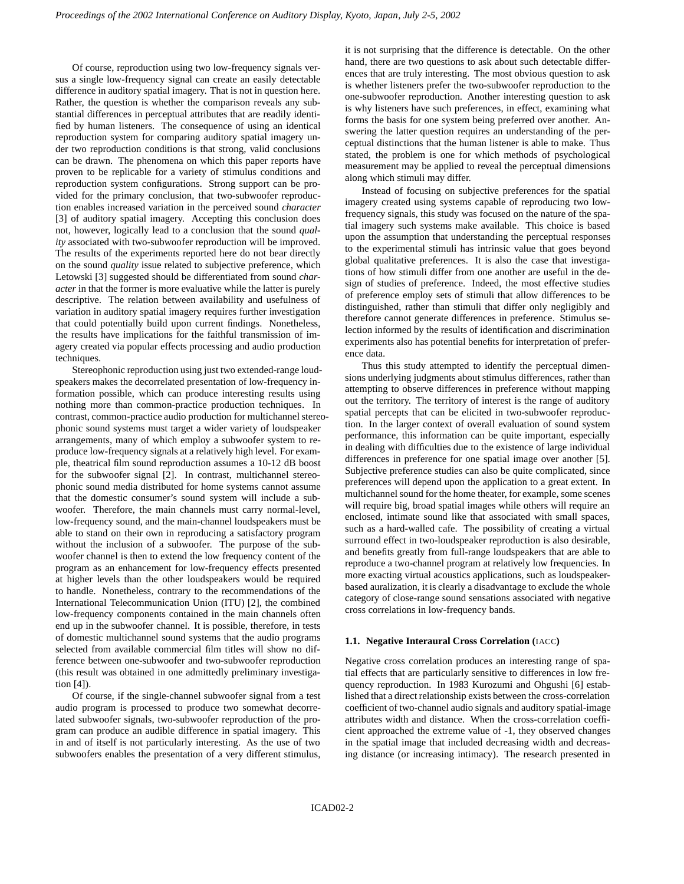Of course, reproduction using two low-frequency signals versus a single low-frequency signal can create an easily detectable difference in auditory spatial imagery. That is not in question here. Rather, the question is whether the comparison reveals any substantial differences in perceptual attributes that are readily identified by human listeners. The consequence of using an identical reproduction system for comparing auditory spatial imagery under two reproduction conditions is that strong, valid conclusions can be drawn. The phenomena on which this paper reports have proven to be replicable for a variety of stimulus conditions and reproduction system configurations. Strong support can be provided for the primary conclusion, that two-subwoofer reproduction enables increased variation in the perceived sound *character* [3] of auditory spatial imagery. Accepting this conclusion does not, however, logically lead to a conclusion that the sound *quality* associated with two-subwoofer reproduction will be improved. The results of the experiments reported here do not bear directly on the sound *quality* issue related to subjective preference, which Letowski [3] suggested should be differentiated from sound *character* in that the former is more evaluative while the latter is purely descriptive. The relation between availability and usefulness of variation in auditory spatial imagery requires further investigation that could potentially build upon current findings. Nonetheless, the results have implications for the faithful transmission of imagery created via popular effects processing and audio production techniques.

Stereophonic reproduction using just two extended-range loudspeakers makes the decorrelated presentation of low-frequency information possible, which can produce interesting results using nothing more than common-practice production techniques. In contrast, common-practice audio production for multichannel stereophonic sound systems must target a wider variety of loudspeaker arrangements, many of which employ a subwoofer system to reproduce low-frequency signals at a relatively high level. For example, theatrical film sound reproduction assumes a 10-12 dB boost for the subwoofer signal [2]. In contrast, multichannel stereophonic sound media distributed for home systems cannot assume that the domestic consumer's sound system will include a subwoofer. Therefore, the main channels must carry normal-level, low-frequency sound, and the main-channel loudspeakers must be able to stand on their own in reproducing a satisfactory program without the inclusion of a subwoofer. The purpose of the subwoofer channel is then to extend the low frequency content of the program as an enhancement for low-frequency effects presented at higher levels than the other loudspeakers would be required to handle. Nonetheless, contrary to the recommendations of the International Telecommunication Union (ITU) [2], the combined low-frequency components contained in the main channels often end up in the subwoofer channel. It is possible, therefore, in tests of domestic multichannel sound systems that the audio programs selected from available commercial film titles will show no difference between one-subwoofer and two-subwoofer reproduction (this result was obtained in one admittedly preliminary investigation [4]).

Of course, if the single-channel subwoofer signal from a test audio program is processed to produce two somewhat decorrelated subwoofer signals, two-subwoofer reproduction of the program can produce an audible difference in spatial imagery. This in and of itself is not particularly interesting. As the use of two subwoofers enables the presentation of a very different stimulus, it is not surprising that the difference is detectable. On the other hand, there are two questions to ask about such detectable differences that are truly interesting. The most obvious question to ask is whether listeners prefer the two-subwoofer reproduction to the one-subwoofer reproduction. Another interesting question to ask is why listeners have such preferences, in effect, examining what forms the basis for one system being preferred over another. Answering the latter question requires an understanding of the perceptual distinctions that the human listener is able to make. Thus stated, the problem is one for which methods of psychological measurement may be applied to reveal the perceptual dimensions along which stimuli may differ.

Instead of focusing on subjective preferences for the spatial imagery created using systems capable of reproducing two low-frequency signals, this study was focused on the nature of the spatial imagery such systems make available. This choice is based upon the assumption that understanding the perceptual responses to the experimental stimuli has intrinsic value that goes beyond global qualitative preferences. It is also the case that investigations of how stimuli differ from one another are useful in the design of studies of preference. Indeed, the most effective studies of preference employ sets of stimuli that allow differences to be distinguished, rather than stimuli that differ only negligibly and therefore cannot generate differences in preference. Stimulus selection informed by the results of identification and discrimination experiments also has potential benefits for interpretation of preference data.

Thus this study attempted to identify the perceptual dimensions underlying judgments about stimulus differences, rather than attempting to observe differences in preference without mapping out the territory. The territory of interest is the range of auditory spatial percepts that can be elicited in two-subwoofer reproduction. In the larger context of overall evaluation of sound system performance, this information can be quite important, especially in dealing with difficulties due to the existence of large individual differences in preference for one spatial image over another [5]. Subjective preference studies can also be quite complicated, since preferences will depend upon the application to a great extent. In multichannel sound for the home theater, for example, some scenes will require big, broad spatial images while others will require an enclosed, intimate sound like that associated with small spaces, such as a hard-walled cafe. The possibility of creating a virtual surround effect in two-loudspeaker reproduction is also desirable, and benefits greatly from full-range loudspeakers that are able to reproduce a two-channel program at relatively low frequencies. In more exacting virtual acoustics applications, such as loudspeaker-based auralization, it is clearly a disadvantage to exclude the whole category of close-range sound sensations associated with negative cross correlations in low-frequency bands.

### 1.1. Negative Interaural Cross Correlation (IACC)

Negative cross correlation produces an interesting range of spatial effects that are particularly sensitive to differences in low frequency reproduction. In 1983 Kurozumi and Ohgushi [6] established that a direct relationship exists between the cross-correlation coefficient of two-channel audio signals and auditory spatial-image attributes width and distance. When the cross-correlation coefficient approached the extreme value of -1, they observed changes in the spatial image that included decreasing width and decreasing distance (or increasing intimacy). The research presented in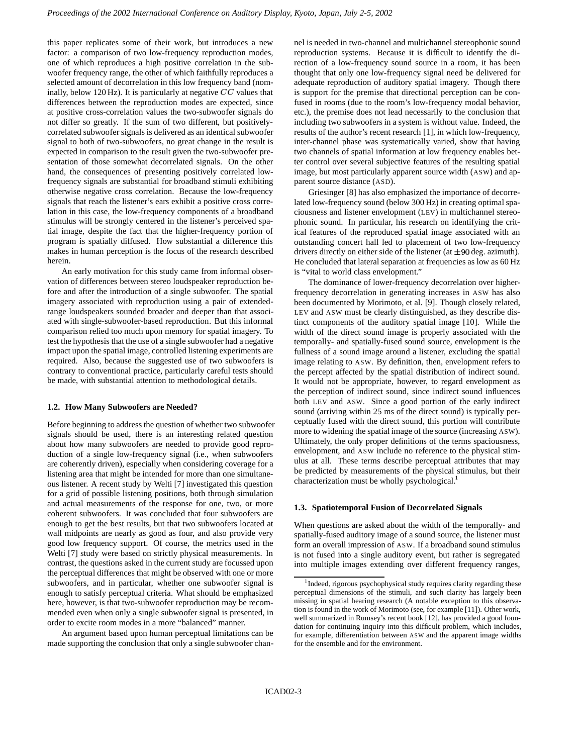this paper replicates some of their work, but introduces a new factor: a comparison of two low-frequency reproduction modes, one of which reproduces a high positive correlation in the subwoofer frequency range, the other of which faithfully reproduces a selected amount of decorrelation in this low frequency band (nominally, below 120 Hz). It is particularly at negative $CC$ values that differences between the reproduction modes are expected, since at positive cross-correlation values the two-subwoofer signals do not differ so greatly. If the sum of two different, but positively-correlated subwoofer signals is delivered as an identical subwoofer signal to both of two-subwoofers, no great change in the result is expected in comparison to the result given the two-subwoofer presentation of those somewhat decorrelated signals. On the other hand, the consequences of presenting positively correlated low-frequency signals are substantial for broadband stimuli exhibiting otherwise negative cross correlation. Because the low-frequency signals that reach the listener's ears exhibit a positive cross correlation in this case, the low-frequency components of a broadband stimulus will be strongly centered in the listener's perceived spatial image, despite the fact that the higher-frequency portion of program is spatially diffused. How substantial a difference this makes in human perception is the focus of the research described herein.

An early motivation for this study came from informal observation of differences between stereo loudspeaker reproduction before and after the introduction of a single subwoofer. The spatial imagery associated with reproduction using a pair of extended-range loudspeakers sounded broader and deeper than that associated with single-subwoofer-based reproduction. But this informal comparison relied too much upon memory for spatial imagery. To test the hypothesis that the use of a single subwoofer had a negative impact upon the spatial image, controlled listening experiments are required. Also, because the suggested use of two subwoofers is contrary to conventional practice, particularly careful tests should be made, with substantial attention to methodological details.

### 1.2. How Many Subwoofers are Needed?

Before beginning to address the question of whether two subwoofer signals should be used, there is an interesting related question about how many subwoofers are needed to provide good reproduction of a single low-frequency signal (i.e., when subwoofers are coherently driven), especially when considering coverage for a listening area that might be intended for more than one simultaneous listener. A recent study by Welti [7] investigated this question for a grid of possible listening positions, both through simulation and actual measurements of the response for one, two, or more coherent subwoofers. It was concluded that four subwoofers are enough to get the best results, but that two subwoofers located at wall midpoints are nearly as good as four, and also provide very good low frequency support. Of course, the metrics used in the Welti [7] study were based on strictly physical measurements. In contrast, the questions asked in the current study are focussed upon the perceptual differences that might be observed with one or more subwoofers, and in particular, whether one subwoofer signal is enough to satisfy perceptual criteria. What should be emphasized here, however, is that two-subwoofer reproduction may be recommended even when only a single subwoofer signal is presented, in order to excite room modes in a more "balanced" manner.

An argument based upon human perceptual limitations can be made supporting the conclusion that only a single subwoofer channel is needed in two-channel and multichannel stereophonic sound reproduction systems. Because it is difficult to identify the direction of a low-frequency sound source in a room, it has been thought that only one low-frequency signal need be delivered for adequate reproduction of auditory spatial imagery. Though there is support for the premise that directional perception can be confused in rooms (due to the room's low-frequency modal behavior, etc.), the premise does not lead necessarily to the conclusion that including two subwoofers in a system is without value. Indeed, the results of the author's recent research [1], in which low-frequency, inter-channel phase was systematically varied, show that having two channels of spatial information at low frequency enables better control over several subjective features of the resulting spatial image, but most particularly apparent source width (ASW) and apparent source distance (ASD).

Griesinger [8] has also emphasized the importance of decorrelated low-frequency sound (below 300 Hz) in creating optimal spaciousness and listener envelopment (LEV) in multichannel stereophonic sound. In particular, his research on identifying the critical features of the reproduced spatial image associated with an outstanding concert hall led to placement of two low-frequency drivers directly on either side of the listener (at $\pm 90$ deg. azimuth). He concluded that lateral separation at frequencies as low as 60 Hz is "vital to world class envelopment."

The dominance of lower-frequency decorrelation over higher-frequency decorrelation in generating increases in ASW has also been documented by Morimoto, et al. [9]. Though closely related, LEV and ASW must be clearly distinguished, as they describe distinct components of the auditory spatial image [10]. While the width of the direct sound image is properly associated with the temporally- and spatially-fused sound source, envelopment is the fullness of a sound image around a listener, excluding the spatial image relating to ASW. By definition, then, envelopment refers to the percept affected by the spatial distribution of indirect sound. It would not be appropriate, however, to regard envelopment as the perception of indirect sound, since indirect sound influences both LEV and ASW. Since a good portion of the early indirect sound (arriving within 25 ms of the direct sound) is typically perceptually fused with the direct sound, this portion will contribute more to widening the spatial image of the source (increasing ASW). Ultimately, the only proper definitions of the terms spaciousness, envelopment, and ASW include no reference to the physical stimulus at all. These terms describe perceptual attributes that may be predicted by measurements of the physical stimulus, but their characterization must be wholly psychological.[1]

### 1.3. Spatiotemporal Fusion of Decorrelated Signals

When questions are asked about the width of the temporally- and spatially-fused auditory image of a sound source, the listener must form an overall impression of ASW. If a broadband sound stimulus is not fused into a single auditory event, but rather is segregated into multiple images extending over different frequency ranges,

[1] Indeed, rigorous psychophysical study requires clarity regarding these perceptual dimensions of the stimuli, and such clarity has largely been missing in spatial hearing research (A notable exception to this observation is found in the work of Morimoto (see, for example [11]). Other work, well summarized in Rumsey's recent book [12], has provided a good foundation for continuing inquiry into this difficult problem, which includes, for example, differentiation between ASW and the apparent image widths for the ensemble and for the environment.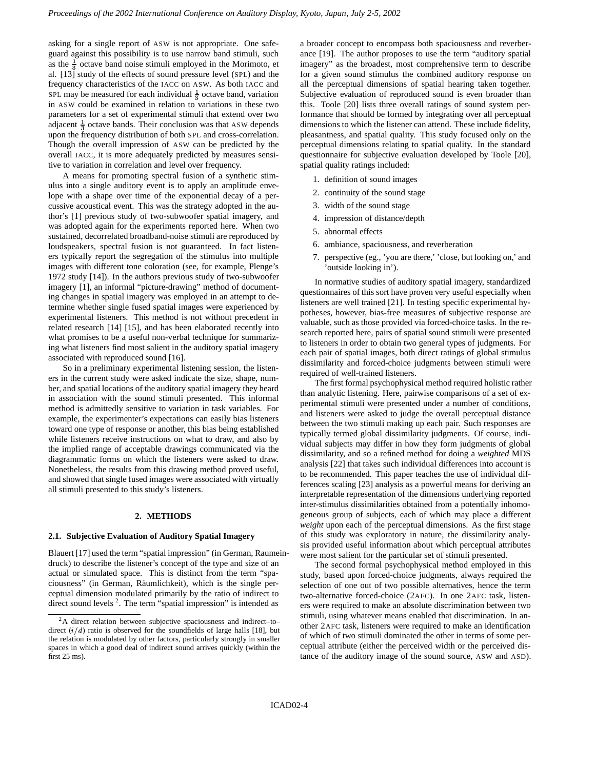asking for a single report of ASW is not appropriate. One safeguard against this possibility is to use narrow band stimuli, such as the $\frac{1}{3}$ octave band noise stimuli employed in the Morimoto, et al. [13] study of the effects of sound pressure level (SPL) and the frequency characteristics of the IACC on ASW. As both IACC and SPL may be measured for each individual $\frac{1}{3}$ octave band, variation in ASW could be examined in relation to variations in these two parameters for a set of experimental stimuli that extend over two adjacent $\frac{1}{3}$ octave bands. Their conclusion was that ASW depends upon the frequency distribution of both SPL and cross-correlation. Though the overall impression of ASW can be predicted by the overall IACC, it is more adequately predicted by measures sensitive to variation in correlation and level over frequency.

A means for promoting spectral fusion of a synthetic stimulus into a single auditory event is to apply an amplitude envelope with a shape over time of the exponential decay of a percussive acoustical event. This was the strategy adopted in the author's [1] previous study of two-subwoofer spatial imagery, and was adopted again for the experiments reported here. When two sustained, decorrelated broadband-noise stimuli are reproduced by loudspeakers, spectral fusion is not guaranteed. In fact listeners typically report the segregation of the stimulus into multiple images with different tone coloration (see, for example, Plenge's 1972 study [14]). In the authors previous study of two-subwoofer imagery [1], an informal "picture-drawing" method of documenting changes in spatial imagery was employed in an attempt to determine whether single fused spatial images were experienced by experimental listeners. This method is not without precedent in related research [14] [15], and has been elaborated recently into what promises to be a useful non-verbal technique for summarizing what listeners find most salient in the auditory spatial imagery associated with reproduced sound [16].

So in a preliminary experimental listening session, the listeners in the current study were asked indicate the size, shape, number, and spatial locations of the auditory spatial imagery they heard in association with the sound stimuli presented. This informal method is admittedly sensitive to variation in task variables. For example, the experimenter's expectations can easily bias listeners toward one type of response or another, this bias being established while listeners receive instructions on what to draw, and also by the implied range of acceptable drawings communicated via the diagrammatic forms on which the listeners were asked to draw. Nonetheless, the results from this drawing method proved useful, and showed that single fused images were associated with virtually all stimuli presented to this study's listeners.

## 2. METHODS

### 2.1. Subjective Evaluation of Auditory Spatial Imagery

Blauert [17] used the term "spatial impression" (in German, Raumeindruck) to describe the listener's concept of the type and size of an actual or simulated space. This is distinct from the term "spaciousness" (in German, Räumlichkeit), which is the single perceptual dimension modulated primarily by the ratio of indirect to direct sound levels [2]. The term "spatial impression" is intended as a broader concept to encompass both spaciousness and reverberance [19]. The author proposes to use the term "auditory spatial imagery" as the broadest, most comprehensive term to describe for a given sound stimulus the combined auditory response on all the perceptual dimensions of spatial hearing taken together. Subjective evaluation of reproduced sound is even broader than this. Toole [20] lists three overall ratings of sound system performance that should be formed by integrating over all perceptual dimensions to which the listener can attend. These include fidelity, pleasantness, and spatial quality. This study focused only on the perceptual dimensions relating to spatial quality. In the standard questionnaire for subjective evaluation developed by Toole [20], spatial quality ratings included:

1. definition of sound images
2. continuity of the sound stage
3. width of the sound stage
4. impression of distance/depth
5. abnormal effects
6. ambiance, spaciousness, and reverberation
7. perspective (eg., 'you are there,' 'close, but looking on,' and 'outside looking in').

In normative studies of auditory spatial imagery, standardized questionnaires of this sort have proven very useful especially when listeners are well trained [21]. In testing specific experimental hypotheses, however, bias-free measures of subjective response are valuable, such as those provided via forced-choice tasks. In the research reported here, pairs of spatial sound stimuli were presented to listeners in order to obtain two general types of judgments. For each pair of spatial images, both direct ratings of global stimulus dissimilarity and forced-choice judgments between stimuli were required of well-trained listeners.

The first formal psychophysical method required holistic rather than analytic listening. Here, pairwise comparisons of a set of experimental stimuli were presented under a number of conditions, and listeners were asked to judge the overall perceptual distance between the two stimuli making up each pair. Such responses are typically termed global dissimilarity judgments. Of course, individual subjects may differ in how they form judgments of global dissimilarity, and so a refined method for doing a *weighted* MDS analysis [22] that takes such individual differences into account is to be recommended. This paper teaches the use of individual differences scaling [23] analysis as a powerful means for deriving an interpretable representation of the dimensions underlying reported inter-stimulus dissimilarities obtained from a potentially inhomogeneous group of subjects, each of which may place a different *weight* upon each of the perceptual dimensions. As the first stage of this study was exploratory in nature, the dissimilarity analysis provided useful information about which perceptual attributes were most salient for the particular set of stimuli presented.

The second formal psychophysical method employed in this study, based upon forced-choice judgments, always required the selection of one out of two possible alternatives, hence the term two-alternative forced-choice (2AFC). In one 2AFC task, listeners were required to make an absolute discrimination between two stimuli, using whatever means enabled that discrimination. In another 2AFC task, listeners were required to make an identification of which of two stimuli dominated the other in terms of some perceptual attribute (either the perceived width or the perceived distance of the auditory image of the sound source, ASW and ASD).

[2] A direct relation between subjective spaciousness and indirect–to–direct ($i/d$) ratio is observed for the soundfields of large halls [18], but the relation is modulated by other factors, particularly strongly in smaller spaces in which a good deal of indirect sound arrives quickly (within the first 25 ms).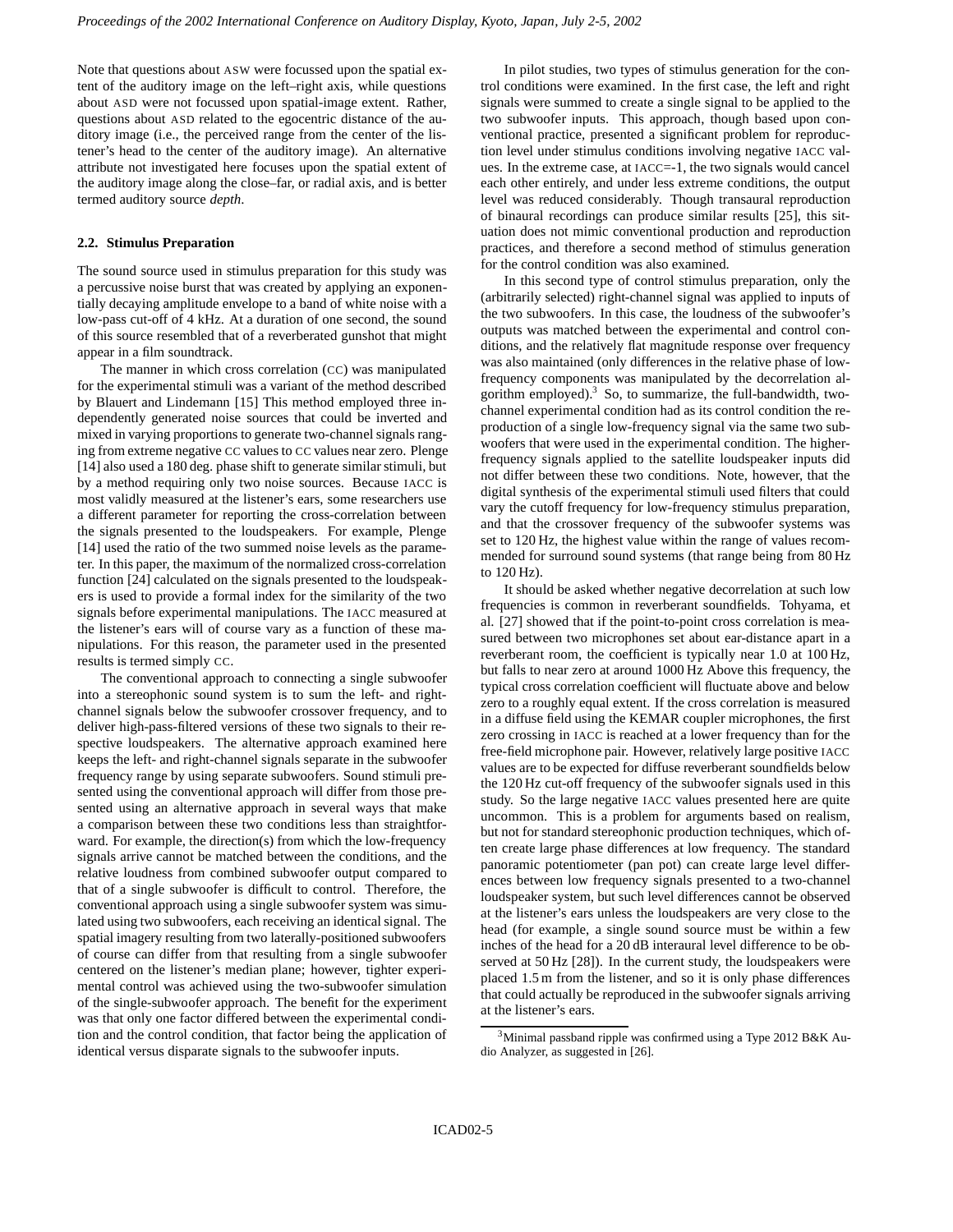Note that questions about ASW were focussed upon the spatial extent of the auditory image on the left–right axis, while questions about ASD were not focussed upon spatial-image extent. Rather, questions about ASD related to the egocentric distance of the auditory image (i.e., the perceived range from the center of the listener's head to the center of the auditory image). An alternative attribute not investigated here focuses upon the spatial extent of the auditory image along the close–far, or radial axis, and is better termed auditory source *depth*.

### 2.2. Stimulus Preparation

The sound source used in stimulus preparation for this study was a percussive noise burst that was created by applying an exponentially decaying amplitude envelope to a band of white noise with a low-pass cut-off of 4 kHz. At a duration of one second, the sound of this source resembled that of a reverberated gunshot that might appear in a film soundtrack.

The manner in which cross correlation (CC) was manipulated for the experimental stimuli was a variant of the method described by Blauert and Lindemann [15] This method employed three independently generated noise sources that could be inverted and mixed in varying proportions to generate two-channel signals ranging from extreme negative CC values to CC values near zero. Plenge [14] also used a 180 deg. phase shift to generate similar stimuli, but by a method requiring only two noise sources. Because IACC is most validly measured at the listener's ears, some researchers use a different parameter for reporting the cross-correlation between the signals presented to the loudspeakers. For example, Plenge [14] used the ratio of the two summed noise levels as the parameter. In this paper, the maximum of the normalized cross-correlation function [24] calculated on the signals presented to the loudspeakers is used to provide a formal index for the similarity of the two signals before experimental manipulations. The IACC measured at the listener's ears will of course vary as a function of these manipulations. For this reason, the parameter used in the presented results is termed simply CC.

The conventional approach to connecting a single subwoofer into a stereophonic sound system is to sum the left- and right-channel signals below the subwoofer crossover frequency, and to deliver high-pass-filtered versions of these two signals to their respective loudspeakers. The alternative approach examined here keeps the left- and right-channel signals separate in the subwoofer frequency range by using separate subwoofers. Sound stimuli presented using the conventional approach will differ from those presented using an alternative approach in several ways that make a comparison between these two conditions less than straightforward. For example, the direction(s) from which the low-frequency signals arrive cannot be matched between the conditions, and the relative loudness from combined subwoofer output compared to that of a single subwoofer is difficult to control. Therefore, the conventional approach using a single subwoofer system was simulated using two subwoofers, each receiving an identical signal. The spatial imagery resulting from two laterally-positioned subwoofers of course can differ from that resulting from a single subwoofer centered on the listener's median plane; however, tighter experimental control was achieved using the two-subwoofer simulation of the single-subwoofer approach. The benefit for the experiment was that only one factor differed between the experimental condition and the control condition, that factor being the application of identical versus disparate signals to the subwoofer inputs.

In pilot studies, two types of stimulus generation for the control conditions were examined. In the first case, the left and right signals were summed to create a single signal to be applied to the two subwoofer inputs. This approach, though based upon conventional practice, presented a significant problem for reproduction level under stimulus conditions involving negative IACC values. In the extreme case, at IACC=-1, the two signals would cancel each other entirely, and under less extreme conditions, the output level was reduced considerably. Though transaural reproduction of binaural recordings can produce similar results [25], this situation does not mimic conventional production and reproduction practices, and therefore a second method of stimulus generation for the control condition was also examined.

In this second type of control stimulus preparation, only the (arbitrarily selected) right-channel signal was applied to inputs of the two subwoofers. In this case, the loudness of the subwoofer's outputs was matched between the experimental and control conditions, and the relatively flat magnitude response over frequency was also maintained (only differences in the relative phase of low-frequency components was manipulated by the decorrelation algorithm employed).[3] So, to summarize, the full-bandwidth, two-channel experimental condition had as its control condition the reproduction of a single low-frequency signal via the same two subwoofers that were used in the experimental condition. The higher-frequency signals applied to the satellite loudspeaker inputs did not differ between these two conditions. Note, however, that the digital synthesis of the experimental stimuli used filters that could vary the cutoff frequency for low-frequency stimulus preparation, and that the crossover frequency of the subwoofer systems was set to 120 Hz, the highest value within the range of values recommended for surround sound systems (that range being from 80 Hz to 120 Hz).

It should be asked whether negative decorrelation at such low frequencies is common in reverberant soundfields. Tohyama, et al. [27] showed that if the point-to-point cross correlation is measured between two microphones set about ear-distance apart in a reverberant room, the coefficient is typically near 1.0 at 100 Hz, but falls to near zero at around 1000 Hz Above this frequency, the typical cross correlation coefficient will fluctuate above and below zero to a roughly equal extent. If the cross correlation is measured in a diffuse field using the KEMAR coupler microphones, the first zero crossing in IACC is reached at a lower frequency than for the free-field microphone pair. However, relatively large positive IACC values are to be expected for diffuse reverberant soundfields below the 120 Hz cut-off frequency of the subwoofer signals used in this study. So the large negative IACC values presented here are quite uncommon. This is a problem for arguments based on realism, but not for standard stereophonic production techniques, which often create large phase differences at low frequency. The standard panoramic potentiometer (pan pot) can create large level differences between low frequency signals presented to a two-channel loudspeaker system, but such level differences cannot be observed at the listener's ears unless the loudspeakers are very close to the head (for example, a single sound source must be within a few inches of the head for a 20 dB interaural level difference to be observed at 50 Hz [28]). In the current study, the loudspeakers were placed 1.5 m from the listener, and so it is only phase differences that could actually be reproduced in the subwoofer signals arriving at the listener's ears.

[3] Minimal passband ripple was confirmed using a Type 2012 B&K Audio Analyzer, as suggested in [26].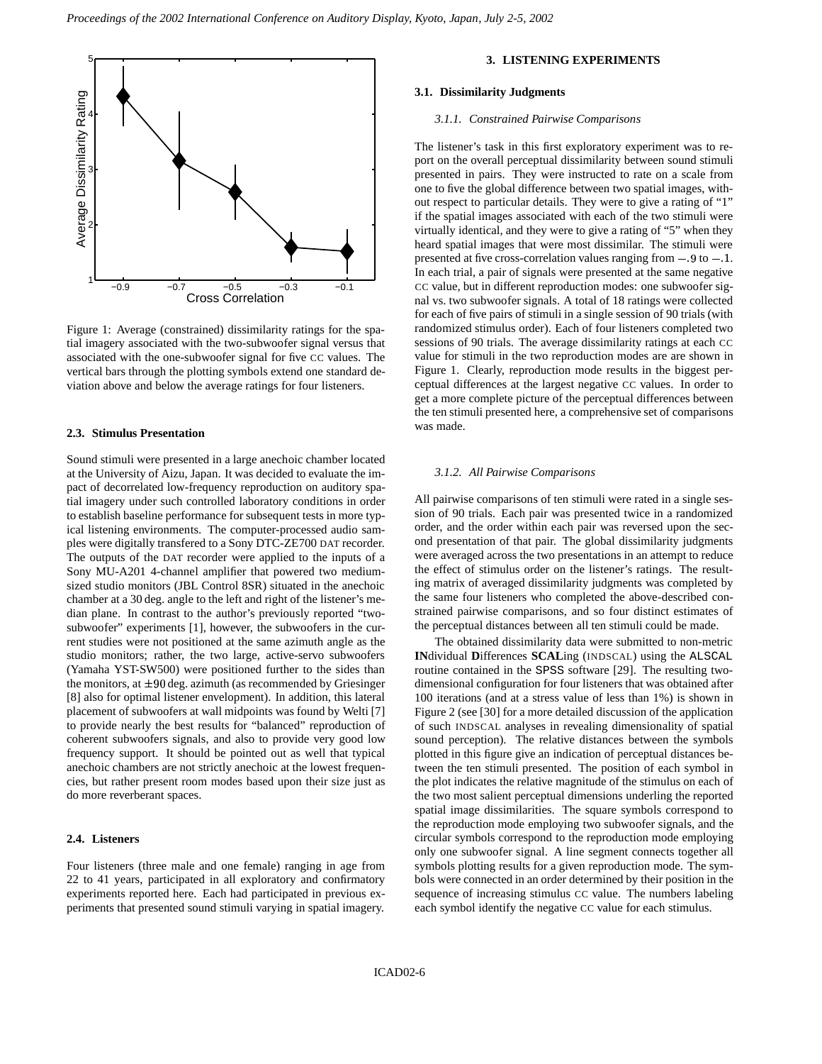Figure 1: Average (constrained) dissimilarity ratings for the spatial imagery associated with the two-subwoofer signal versus that associated with the one-subwoofer signal for five CC values. The vertical bars through the plotting symbols extend one standard deviation above and below the average ratings for four listeners.

### 2.3. Stimulus Presentation

Sound stimuli were presented in a large anechoic chamber located at the University of Aizu, Japan. It was decided to evaluate the impact of decorrelated low-frequency reproduction on auditory spatial imagery under such controlled laboratory conditions in order to establish baseline performance for subsequent tests in more typical listening environments. The computer-processed audio samples were digitally transfered to a Sony DTC-ZE700 DAT recorder. The outputs of the DAT recorder were applied to the inputs of a Sony MU-A201 4-channel amplifier that powered two medium-sized studio monitors (JBL Control 8SR) situated in the anechoic chamber at a 30 deg. angle to the left and right of the listener's median plane. In contrast to the author's previously reported "two-subwoofer" experiments [1], however, the subwoofers in the current studies were not positioned at the same azimuth angle as the studio monitors; rather, the two large, active-servo subwoofers (Yamaha YST-SW500) were positioned further to the sides than the monitors, at $\pm 90$ deg. azimuth (as recommended by Griesinger [8] also for optimal listener envelopment). In addition, this lateral placement of subwoofers at wall midpoints was found by Welti [7] to provide nearly the best results for "balanced" reproduction of coherent subwoofers signals, and also to provide very good low frequency support. It should be pointed out as well that typical anechoic chambers are not strictly anechoic at the lowest frequencies, but rather present room modes based upon their size just as do more reverberant spaces.

### 2.4. Listeners

Four listeners (three male and one female) ranging in age from 22 to 41 years, participated in all exploratory and confirmatory experiments reported here. Each had participated in previous experiments that presented sound stimuli varying in spatial imagery.

## 3. LISTENING EXPERIMENTS

### 3.1. Dissimilarity Judgments

#### *3.1.1. Constrained Pairwise Comparisons*

The listener's task in this first exploratory experiment was to report on the overall perceptual dissimilarity between sound stimuli presented in pairs. They were instructed to rate on a scale from one to five the global difference between two spatial images, without respect to particular details. They were to give a rating of "1" if the spatial images associated with each of the two stimuli were virtually identical, and they were to give a rating of "5" when they heard spatial images that were most dissimilar. The stimuli were presented at five cross-correlation values ranging from $-.9$ to $-.1$. In each trial, a pair of signals were presented at the same negative CC value, but in different reproduction modes: one subwoofer signal vs. two subwoofer signals. A total of 18 ratings were collected for each of five pairs of stimuli in a single session of 90 trials (with randomized stimulus order). Each of four listeners completed two sessions of 90 trials. The average dissimilarity ratings at each CC value for stimuli in the two reproduction modes are are shown in Figure 1. Clearly, reproduction mode results in the biggest perceptual differences at the largest negative CC values. In order to get a more complete picture of the perceptual differences between the ten stimuli presented here, a comprehensive set of comparisons was made.

#### *3.1.2. All Pairwise Comparisons*

All pairwise comparisons of ten stimuli were rated in a single session of 90 trials. Each pair was presented twice in a randomized order, and the order within each pair was reversed upon the second presentation of that pair. The global dissimilarity judgments were averaged across the two presentations in an attempt to reduce the effect of stimulus order on the listener's ratings. The resulting matrix of averaged dissimilarity judgments was completed by the same four listeners who completed the above-described constrained pairwise comparisons, and so four distinct estimates of the perceptual distances between all ten stimuli could be made.

The obtained dissimilarity data were submitted to non-metric **IN**dividual **D**ifferences **SCAL**ing (INDSCAL) using the ALSCAL routine contained in the SPSS software [29]. The resulting two-dimensional configuration for four listeners that was obtained after 100 iterations (and at a stress value of less than 1%) is shown in Figure 2 (see [30] for a more detailed discussion of the application of such INDSCAL analyses in revealing dimensionality of spatial sound perception). The relative distances between the symbols plotted in this figure give an indication of perceptual distances between the ten stimuli presented. The position of each symbol in the plot indicates the relative magnitude of the stimulus on each of the two most salient perceptual dimensions underling the reported spatial image dissimilarities. The square symbols correspond to the reproduction mode employing two subwoofer signals, and the circular symbols correspond to the reproduction mode employing only one subwoofer signal. A line segment connects together all symbols plotting results for a given reproduction mode. The symbols were connected in an order determined by their position in the sequence of increasing stimulus CC value. The numbers labeling each symbol identify the negative CC value for each stimulus.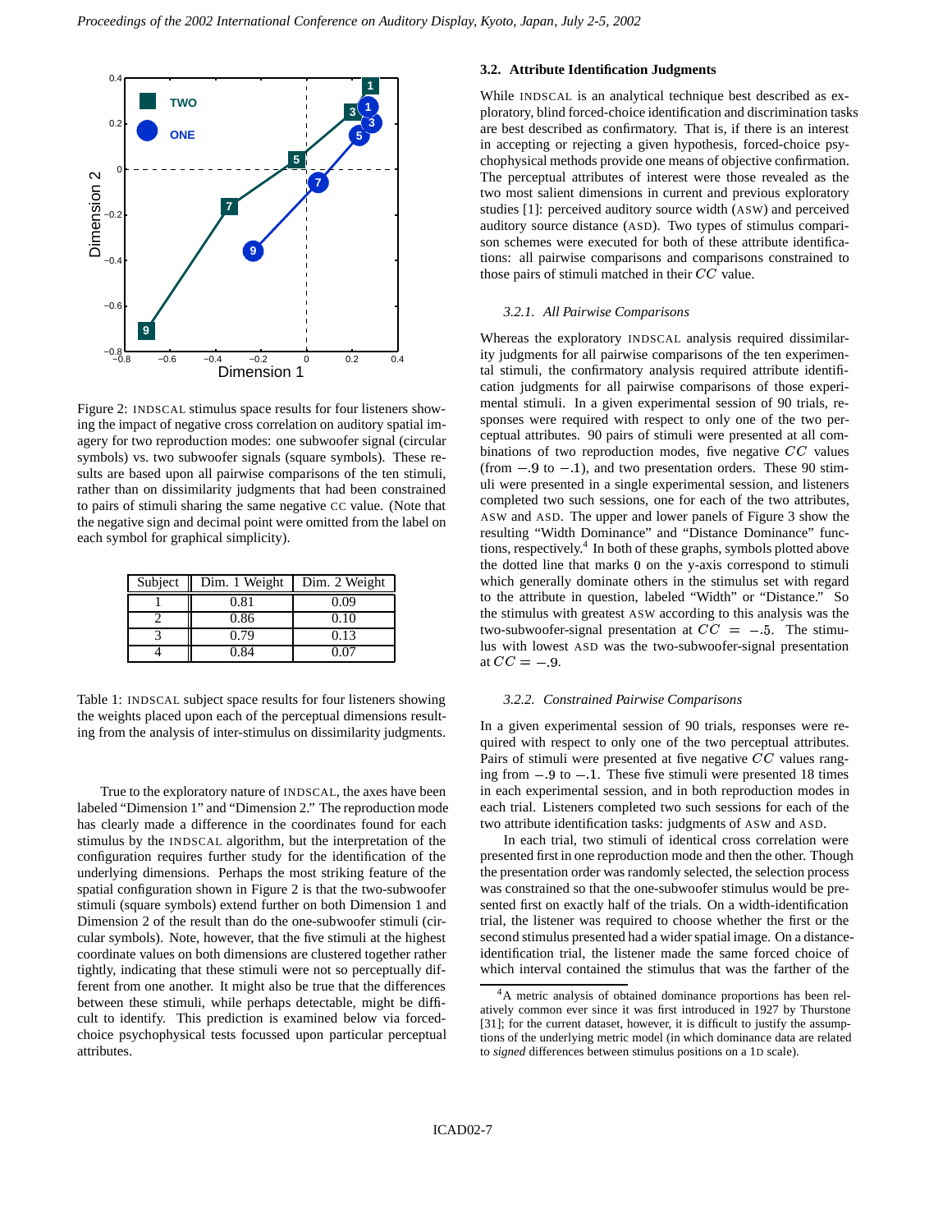Figure 2: INDSCAL stimulus space results for four listeners showing the impact of negative cross correlation on auditory spatial imagery for two reproduction modes: one subwoofer signal (circular symbols) vs. two subwoofer signals (square symbols). These results are based upon all pairwise comparisons of the ten stimuli, rather than on dissimilarity judgments that had been constrained to pairs of stimuli sharing the same negative CC value. (Note that the negative sign and decimal point were omitted from the label on each symbol for graphical simplicity).

| Subject | Dim. 1 Weight | Dim. 2 Weight |
|---|---|---|
| 1 | 0.81 | 0.09 |
| 2 | 0.86 | 0.10 |
| 3 | 0.79 | 0.13 |
| 4 | 0.84 | 0.07 |

Table 1: INDSCAL subject space results for four listeners showing the weights placed upon each of the perceptual dimensions resulting from the analysis of inter-stimulus on dissimilarity judgments.

True to the exploratory nature of INDSCAL, the axes have been labeled "Dimension 1" and "Dimension 2." The reproduction mode has clearly made a difference in the coordinates found for each stimulus by the INDSCAL algorithm, but the interpretation of the configuration requires further study for the identification of the underlying dimensions. Perhaps the most striking feature of the spatial configuration shown in Figure 2 is that the two-subwoofer stimuli (square symbols) extend further on both Dimension 1 and Dimension 2 of the result than do the one-subwoofer stimuli (circular symbols). Note, however, that the five stimuli at the highest coordinate values on both dimensions are clustered together rather tightly, indicating that these stimuli were not so perceptually different from one another. It might also be true that the differences between these stimuli, while perhaps detectable, might be difficult to identify. This prediction is examined below via forced-choice psychophysical tests focussed upon particular perceptual attributes.

### 3.2. Attribute Identification Judgments

While INDSCAL is an analytical technique best described as exploratory, blind forced-choice identification and discrimination tasks are best described as confirmatory. That is, if there is an interest in accepting or rejecting a given hypothesis, forced-choice psychophysical methods provide one means of objective confirmation. The perceptual attributes of interest were those revealed as the two most salient dimensions in current and previous exploratory studies [1]: perceived auditory source width (ASW) and perceived auditory source distance (ASD). Two types of stimulus comparison schemes were executed for both of these attribute identifications: all pairwise comparisons and comparisons constrained to those pairs of stimuli matched in their $CC$ value.

#### 3.2.1. All Pairwise Comparisons

Whereas the exploratory INDSCAL analysis required dissimilarity judgments for all pairwise comparisons of the ten experimental stimuli, the confirmatory analysis required attribute identification judgments for all pairwise comparisons of those experimental stimuli. In a given experimental session of 90 trials, responses were required with respect to only one of the two perceptual attributes. 90 pairs of stimuli were presented at all combinations of two reproduction modes, five negative $CC$ values (from $-.9$ to $-.1$), and two presentation orders. These 90 stimuli were presented in a single experimental session, and listeners completed two such sessions, one for each of the two attributes, ASW and ASD. The upper and lower panels of Figure 3 show the resulting "Width Dominance" and "Distance Dominance" functions, respectively.[4] In both of these graphs, symbols plotted above the dotted line that marks 0 on the y-axis correspond to stimuli which generally dominate others in the stimulus set with regard to the attribute in question, labeled "Width" or "Distance." So the stimulus with greatest ASW according to this analysis was the two-subwoofer-signal presentation at $CC = -.5$. The stimulus with lowest ASD was the two-subwoofer-signal presentation at $CC = -.9$.

#### 3.2.2. Constrained Pairwise Comparisons

In a given experimental session of 90 trials, responses were required with respect to only one of the two perceptual attributes. Pairs of stimuli were presented at five negative $CC$ values ranging from $-.9$ to $-.1$. These five stimuli were presented 18 times in each experimental session, and in both reproduction modes in each trial. Listeners completed two such sessions for each of the two attribute identification tasks: judgments of ASW and ASD.

In each trial, two stimuli of identical cross correlation were presented first in one reproduction mode and then the other. Though the presentation order was randomly selected, the selection process was constrained so that the one-subwoofer stimulus would be presented first on exactly half of the trials. On a width-identification trial, the listener was required to choose whether the first or the second stimulus presented had a wider spatial image. On a distance-identification trial, the listener made the same forced choice of which interval contained the stimulus that was the farther of the

[4] A metric analysis of obtained dominance proportions has been relatively common ever since it was first introduced in 1927 by Thurstone [31]; for the current dataset, however, it is difficult to justify the assumptions of the underlying metric model (in which dominance data are related to *signed* differences between stimulus positions on a 1D scale).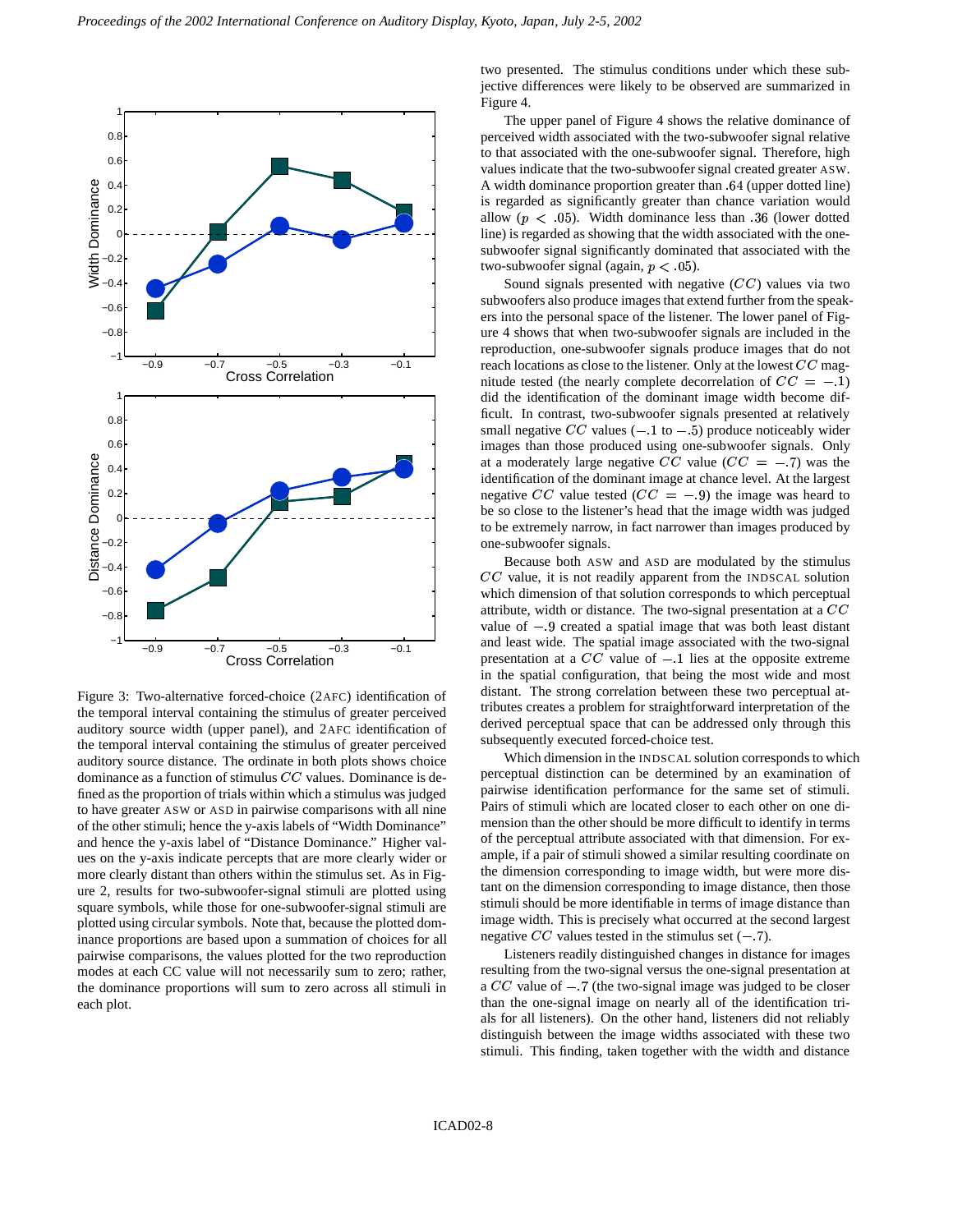Figure 3: Two-alternative forced-choice (2AFC) identification of the temporal interval containing the stimulus of greater perceived auditory source width (upper panel), and 2AFC identification of the temporal interval containing the stimulus of greater perceived auditory source distance. The ordinate in both plots shows choice dominance as a function of stimulus $CC$ values. Dominance is defined as the proportion of trials within which a stimulus was judged to have greater ASW or ASD in pairwise comparisons with all nine of the other stimuli; hence the y-axis labels of "Width Dominance" and hence the y-axis label of "Distance Dominance." Higher values on the y-axis indicate percepts that are more clearly wider or more clearly distant than others within the stimulus set. As in Figure 2, results for two-subwoofer-signal stimuli are plotted using square symbols, while those for one-subwoofer-signal stimuli are plotted using circular symbols. Note that, because the plotted dominance proportions are based upon a summation of choices for all pairwise comparisons, the values plotted for the two reproduction modes at each CC value will not necessarily sum to zero; rather, the dominance proportions will sum to zero across all stimuli in each plot.

two presented. The stimulus conditions under which these subjective differences were likely to be observed are summarized in Figure 4.

The upper panel of Figure 4 shows the relative dominance of perceived width associated with the two-subwoofer signal relative to that associated with the one-subwoofer signal. Therefore, high values indicate that the two-subwoofer signal created greater ASW. A width dominance proportion greater than $.64$ (upper dotted line) is regarded as significantly greater than chance variation would allow ($p < .05$). Width dominance less than $.36$ (lower dotted line) is regarded as showing that the width associated with the one-subwoofer signal significantly dominated that associated with the two-subwoofer signal (again, $p < .05$).

Sound signals presented with negative ($CC$) values via two subwoofers also produce images that extend further from the speakers into the personal space of the listener. The lower panel of Figure 4 shows that when two-subwoofer signals are included in the reproduction, one-subwoofer signals produce images that do not reach locations as close to the listener. Only at the lowest $CC$ magnitude tested (the nearly complete decorrelation of $CC = -.1$) did the identification of the dominant image width become difficult. In contrast, two-subwoofer signals presented at relatively small negative $CC$ values ($-.1$ to $-.5$) produce noticeably wider images than those produced using one-subwoofer signals. Only at a moderately large negative $CC$ value ($CC = -.7$) was the identification of the dominant image at chance level. At the largest negative $CC$ value tested ($CC = -.9$) the image was heard to be so close to the listener's head that the image width was judged to be extremely narrow, in fact narrower than images produced by one-subwoofer signals.

Because both ASW and ASD are modulated by the stimulus $CC$ value, it is not readily apparent from the INDSCAL solution which dimension of that solution corresponds to which perceptual attribute, width or distance. The two-signal presentation at a $CC$ value of $-.9$ created a spatial image that was both least distant and least wide. The spatial image associated with the two-signal presentation at a $CC$ value of $-.1$ lies at the opposite extreme in the spatial configuration, that being the most wide and most distant. The strong correlation between these two perceptual attributes creates a problem for straightforward interpretation of the derived perceptual space that can be addressed only through this subsequently executed forced-choice test.

Which dimension in the INDSCAL solution corresponds to which perceptual distinction can be determined by an examination of pairwise identification performance for the same set of stimuli. Pairs of stimuli which are located closer to each other on one dimension than the other should be more difficult to identify in terms of the perceptual attribute associated with that dimension. For example, if a pair of stimuli showed a similar resulting coordinate on the dimension corresponding to image width, but were more distant on the dimension corresponding to image distance, then those stimuli should be more identifiable in terms of image distance than image width. This is precisely what occurred at the second largest negative $CC$ values tested in the stimulus set ($-.7$).

Listeners readily distinguished changes in distance for images resulting from the two-signal versus the one-signal presentation at a $CC$ value of $-.7$ (the two-signal image was judged to be closer than the one-signal image on nearly all of the identification trials for all listeners). On the other hand, listeners did not reliably distinguish between the image widths associated with these two stimuli. This finding, taken together with the width and distance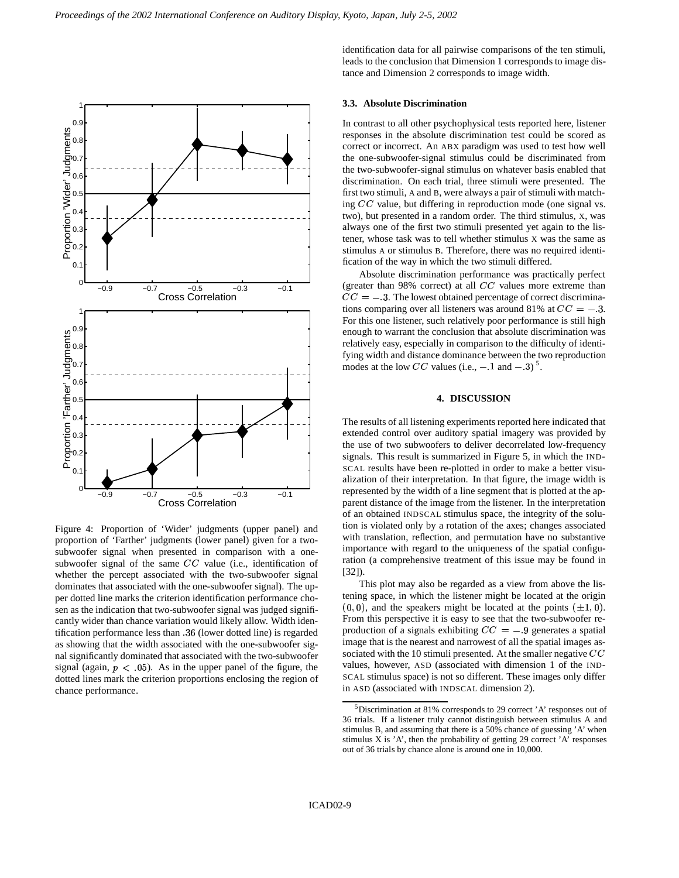Figure 4: Proportion of 'Wider' judgments (upper panel) and proportion of 'Farther' judgments (lower panel) given for a two-subwoofer signal when presented in comparison with a one-subwoofer signal of the same $CC$ value (i.e., identification of whether the percept associated with the two-subwoofer signal dominates that associated with the one-subwoofer signal). The upper dotted line marks the criterion identification performance chosen as the indication that two-subwoofer signal was judged significantly wider than chance variation would likely allow. Width identification performance less than $.36$ (lower dotted line) is regarded as showing that the width associated with the one-subwoofer signal significantly dominated that associated with the two-subwoofer signal (again, $p < .05$). As in the upper panel of the figure, the dotted lines mark the criterion proportions enclosing the region of chance performance.

identification data for all pairwise comparisons of the ten stimuli, leads to the conclusion that Dimension 1 corresponds to image distance and Dimension 2 corresponds to image width.

### 3.3. Absolute Discrimination

In contrast to all other psychophysical tests reported here, listener responses in the absolute discrimination test could be scored as correct or incorrect. An ABX paradigm was used to test how well the one-subwoofer-signal stimulus could be discriminated from the two-subwoofer-signal stimulus on whatever basis enabled that discrimination. On each trial, three stimuli were presented. The first two stimuli, A and B, were always a pair of stimuli with matching $CC$ value, but differing in reproduction mode (one signal vs. two), but presented in a random order. The third stimulus, X, was always one of the first two stimuli presented yet again to the listener, whose task was to tell whether stimulus X was the same as stimulus A or stimulus B. Therefore, there was no required identification of the way in which the two stimuli differed.

Absolute discrimination performance was practically perfect (greater than 98% correct) at all $CC$ values more extreme than $CC = -.3$. The lowest obtained percentage of correct discriminations comparing over all listeners was around 81% at $CC = -.3$. For this one listener, such relatively poor performance is still high enough to warrant the conclusion that absolute discrimination was relatively easy, especially in comparison to the difficulty of identifying width and distance dominance between the two reproduction modes at the low $CC$ values (i.e., $-.1$ and $-.3$) [5].

## 4. DISCUSSION

The results of all listening experiments reported here indicated that extended control over auditory spatial imagery was provided by the use of two subwoofers to deliver decorrelated low-frequency signals. This result is summarized in Figure 5, in which the INDSCAL results have been re-plotted in order to make a better visualization of their interpretation. In that figure, the image width is represented by the width of a line segment that is plotted at the apparent distance of the image from the listener. In the interpretation of an obtained INDSCAL stimulus space, the integrity of the solution is violated only by a rotation of the axes; changes associated with translation, reflection, and permutation have no substantive importance with regard to the uniqueness of the spatial configuration (a comprehensive treatment of this issue may be found in [32]).

This plot may also be regarded as a view from above the listening space, in which the listener might be located at the origin $(0, 0)$, and the speakers might be located at the points $(\pm 1, 0)$. From this perspective it is easy to see that the two-subwoofer reproduction of a signals exhibiting $CC = -.9$ generates a spatial image that is the nearest and narrowest of all the spatial images associated with the 10 stimuli presented. At the smaller negative $CC$ values, however, ASD (associated with dimension 1 of the INDSCAL stimulus space) is not so different. These images only differ in ASD (associated with INDSCAL dimension 2).

[5] Discrimination at 81% corresponds to 29 correct 'A' responses out of 36 trials. If a listener truly cannot distinguish between stimulus A and stimulus B, and assuming that there is a 50% chance of guessing 'A' when stimulus X is 'A', then the probability of getting 29 correct 'A' responses out of 36 trials by chance alone is around one in 10,000.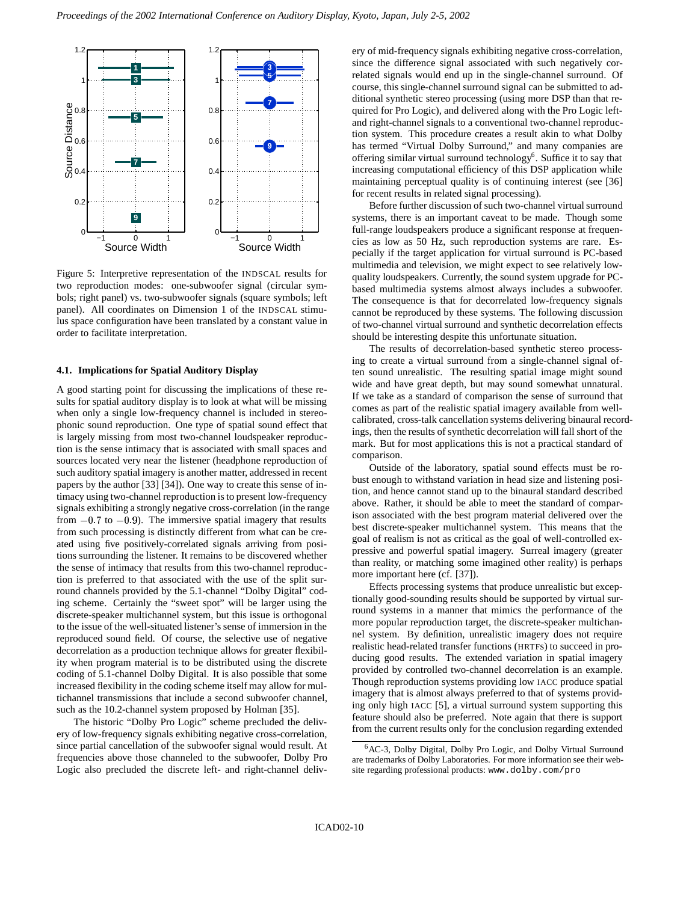Figure 5: Interpretive representation of the INDSCAL results for two reproduction modes: one-subwoofer signal (circular symbols; right panel) vs. two-subwoofer signals (square symbols; left panel). All coordinates on Dimension 1 of the INDSCAL stimulus space configuration have been translated by a constant value in order to facilitate interpretation.

### 4.1. Implications for Spatial Auditory Display

A good starting point for discussing the implications of these results for spatial auditory display is to look at what will be missing when only a single low-frequency channel is included in stereophonic sound reproduction. One type of spatial sound effect that is largely missing from most two-channel loudspeaker reproduction is the sense intimacy that is associated with small spaces and sources located very near the listener (headphone reproduction of such auditory spatial imagery is another matter, addressed in recent papers by the author [33] [34]). One way to create this sense of intimacy using two-channel reproduction is to present low-frequency signals exhibiting a strongly negative cross-correlation (in the range from $-0.7$ to $-0.9$). The immersive spatial imagery that results from such processing is distinctly different from what can be created using five positively-correlated signals arriving from positions surrounding the listener. It remains to be discovered whether the sense of intimacy that results from this two-channel reproduction is preferred to that associated with the use of the split surround channels provided by the 5.1-channel "Dolby Digital" coding scheme. Certainly the "sweet spot" will be larger using the discrete-speaker multichannel system, but this issue is orthogonal to the issue of the well-situated listener's sense of immersion in the reproduced sound field. Of course, the selective use of negative decorrelation as a production technique allows for greater flexibility when program material is to be distributed using the discrete coding of 5.1-channel Dolby Digital. It is also possible that some increased flexibility in the coding scheme itself may allow for multichannel transmissions that include a second subwoofer channel, such as the 10.2-channel system proposed by Holman [35].

The historic "Dolby Pro Logic" scheme precluded the delivery of low-frequency signals exhibiting negative cross-correlation, since partial cancellation of the subwoofer signal would result. At frequencies above those channeled to the subwoofer, Dolby Pro Logic also precluded the discrete left- and right-channel delivery of mid-frequency signals exhibiting negative cross-correlation, since the difference signal associated with such negatively correlated signals would end up in the single-channel surround. Of course, this single-channel surround signal can be submitted to additional synthetic stereo processing (using more DSP than that required for Pro Logic), and delivered along with the Pro Logic left- and right-channel signals to a conventional two-channel reproduction system. This procedure creates a result akin to what Dolby has termed "Virtual Dolby Surround," and many companies are offering similar virtual surround technology[6]. Suffice it to say that increasing computational efficiency of this DSP application while maintaining perceptual quality is of continuing interest (see [36] for recent results in related signal processing).

Before further discussion of such two-channel virtual surround systems, there is an important caveat to be made. Though some full-range loudspeakers produce a significant response at frequencies as low as 50 Hz, such reproduction systems are rare. Especially if the target application for virtual surround is PC-based multimedia and television, we might expect to see relatively low-quality loudspeakers. Currently, the sound system upgrade for PC-based multimedia systems almost always includes a subwoofer. The consequence is that for decorrelated low-frequency signals cannot be reproduced by these systems. The following discussion of two-channel virtual surround and synthetic decorrelation effects should be interesting despite this unfortunate situation.

The results of decorrelation-based synthetic stereo processing to create a virtual surround from a single-channel signal often sound unrealistic. The resulting spatial image might sound wide and have great depth, but may sound somewhat unnatural. If we take as a standard of comparison the sense of surround that comes as part of the realistic spatial imagery available from well-calibrated, cross-talk cancellation systems delivering binaural recordings, then the results of synthetic decorrelation will fall short of the mark. But for most applications this is not a practical standard of comparison.

Outside of the laboratory, spatial sound effects must be robust enough to withstand variation in head size and listening position, and hence cannot stand up to the binaural standard described above. Rather, it should be able to meet the standard of comparison associated with the best program material delivered over the best discrete-speaker multichannel system. This means that the goal of realism is not as critical as the goal of well-controlled expressive and powerful spatial imagery. Surreal imagery (greater than reality, or matching some imagined other reality) is perhaps more important here (cf. [37]).

Effects processing systems that produce unrealistic but exceptionally good-sounding results should be supported by virtual surround systems in a manner that mimics the performance of the more popular reproduction target, the discrete-speaker multichannel system. By definition, unrealistic imagery does not require realistic head-related transfer functions (HRTFs) to succeed in producing good results. The extended variation in spatial imagery provided by controlled two-channel decorrelation is an example. Though reproduction systems providing low IACC produce spatial imagery that is almost always preferred to that of systems providing only high IACC [5], a virtual surround system supporting this feature should also be preferred. Note again that there is support from the current results only for the conclusion regarding extended

[6] AC-3, Dolby Digital, Dolby Pro Logic, and Dolby Virtual Surround are trademarks of Dolby Laboratories. For more information see their website regarding professional products: www.dolby.com/pro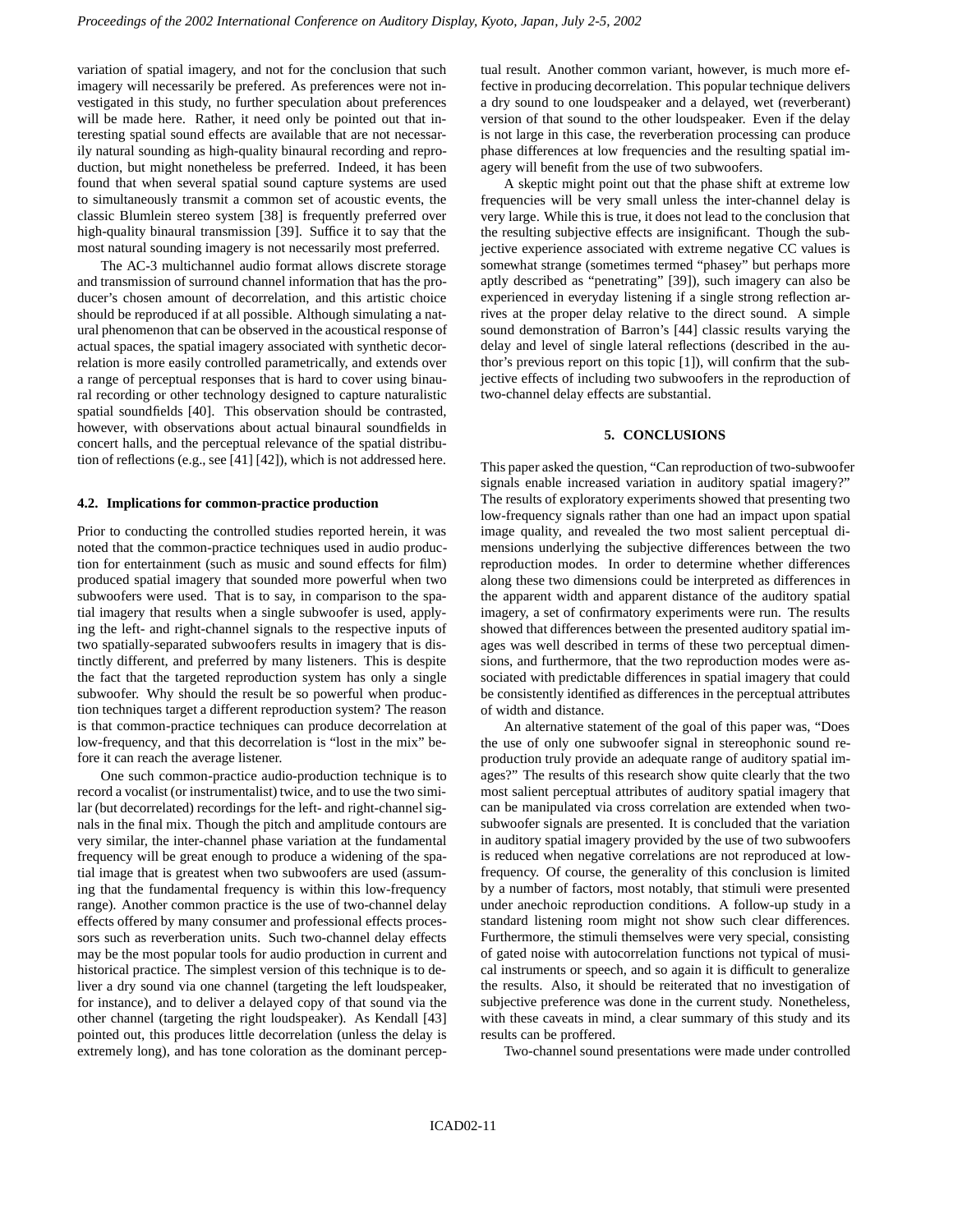variation of spatial imagery, and not for the conclusion that such imagery will necessarily be prefered. As preferences were not investigated in this study, no further speculation about preferences will be made here. Rather, it need only be pointed out that interesting spatial sound effects are available that are not necessarily natural sounding as high-quality binaural recording and reproduction, but might nonetheless be preferred. Indeed, it has been found that when several spatial sound capture systems are used to simultaneously transmit a common set of acoustic events, the classic Blumlein stereo system [38] is frequently preferred over high-quality binaural transmission [39]. Suffice it to say that the most natural sounding imagery is not necessarily most preferred.

The AC-3 multichannel audio format allows discrete storage and transmission of surround channel information that has the producer's chosen amount of decorrelation, and this artistic choice should be reproduced if at all possible. Although simulating a natural phenomenon that can be observed in the acoustical response of actual spaces, the spatial imagery associated with synthetic decorrelation is more easily controlled parametrically, and extends over a range of perceptual responses that is hard to cover using binaural recording or other technology designed to capture naturalistic spatial soundfields [40]. This observation should be contrasted, however, with observations about actual binaural soundfields in concert halls, and the perceptual relevance of the spatial distribution of reflections (e.g., see [41] [42]), which is not addressed here.

### 4.2. Implications for common-practice production

Prior to conducting the controlled studies reported herein, it was noted that the common-practice techniques used in audio production for entertainment (such as music and sound effects for film) produced spatial imagery that sounded more powerful when two subwoofers were used. That is to say, in comparison to the spatial imagery that results when a single subwoofer is used, applying the left- and right-channel signals to the respective inputs of two spatially-separated subwoofers results in imagery that is distinctly different, and preferred by many listeners. This is despite the fact that the targeted reproduction system has only a single subwoofer. Why should the result be so powerful when production techniques target a different reproduction system? The reason is that common-practice techniques can produce decorrelation at low-frequency, and that this decorrelation is "lost in the mix" before it can reach the average listener.

One such common-practice audio-production technique is to record a vocalist (or instrumentalist) twice, and to use the two similar (but decorrelated) recordings for the left- and right-channel signals in the final mix. Though the pitch and amplitude contours are very similar, the inter-channel phase variation at the fundamental frequency will be great enough to produce a widening of the spatial image that is greatest when two subwoofers are used (assuming that the fundamental frequency is within this low-frequency range). Another common practice is the use of two-channel delay effects offered by many consumer and professional effects processors such as reverberation units. Such two-channel delay effects may be the most popular tools for audio production in current and historical practice. The simplest version of this technique is to deliver a dry sound via one channel (targeting the left loudspeaker, for instance), and to deliver a delayed copy of that sound via the other channel (targeting the right loudspeaker). As Kendall [43] pointed out, this produces little decorrelation (unless the delay is extremely long), and has tone coloration as the dominant perceptual result. Another common variant, however, is much more effective in producing decorrelation. This popular technique delivers a dry sound to one loudspeaker and a delayed, wet (reverberant) version of that sound to the other loudspeaker. Even if the delay is not large in this case, the reverberation processing can produce phase differences at low frequencies and the resulting spatial imagery will benefit from the use of two subwoofers.

A skeptic might point out that the phase shift at extreme low frequencies will be very small unless the inter-channel delay is very large. While this is true, it does not lead to the conclusion that the resulting subjective effects are insignificant. Though the subjective experience associated with extreme negative CC values is somewhat strange (sometimes termed "phasey" but perhaps more aptly described as "penetrating" [39]), such imagery can also be experienced in everyday listening if a single strong reflection arrives at the proper delay relative to the direct sound. A simple sound demonstration of Barron's [44] classic results varying the delay and level of single lateral reflections (described in the author's previous report on this topic [1]), will confirm that the subjective effects of including two subwoofers in the reproduction of two-channel delay effects are substantial.

## 5. CONCLUSIONS

This paper asked the question, "Can reproduction of two-subwoofer signals enable increased variation in auditory spatial imagery?" The results of exploratory experiments showed that presenting two low-frequency signals rather than one had an impact upon spatial image quality, and revealed the two most salient perceptual dimensions underlying the subjective differences between the two reproduction modes. In order to determine whether differences along these two dimensions could be interpreted as differences in the apparent width and apparent distance of the auditory spatial imagery, a set of confirmatory experiments were run. The results showed that differences between the presented auditory spatial images was well described in terms of these two perceptual dimensions, and furthermore, that the two reproduction modes were associated with predictable differences in spatial imagery that could be consistently identified as differences in the perceptual attributes of width and distance.

An alternative statement of the goal of this paper was, "Does the use of only one subwoofer signal in stereophonic sound reproduction truly provide an adequate range of auditory spatial images?" The results of this research show quite clearly that the two most salient perceptual attributes of auditory spatial imagery that can be manipulated via cross correlation are extended when two-subwoofer signals are presented. It is concluded that the variation in auditory spatial imagery provided by the use of two subwoofers is reduced when negative correlations are not reproduced at low-frequency. Of course, the generality of this conclusion is limited by a number of factors, most notably, that stimuli were presented under anechoic reproduction conditions. A follow-up study in a standard listening room might not show such clear differences. Furthermore, the stimuli themselves were very special, consisting of gated noise with autocorrelation functions not typical of musical instruments or speech, and so again it is difficult to generalize the results. Also, it should be reiterated that no investigation of subjective preference was done in the current study. Nonetheless, with these caveats in mind, a clear summary of this study and its results can be proffered.

Two-channel sound presentations were made under controlled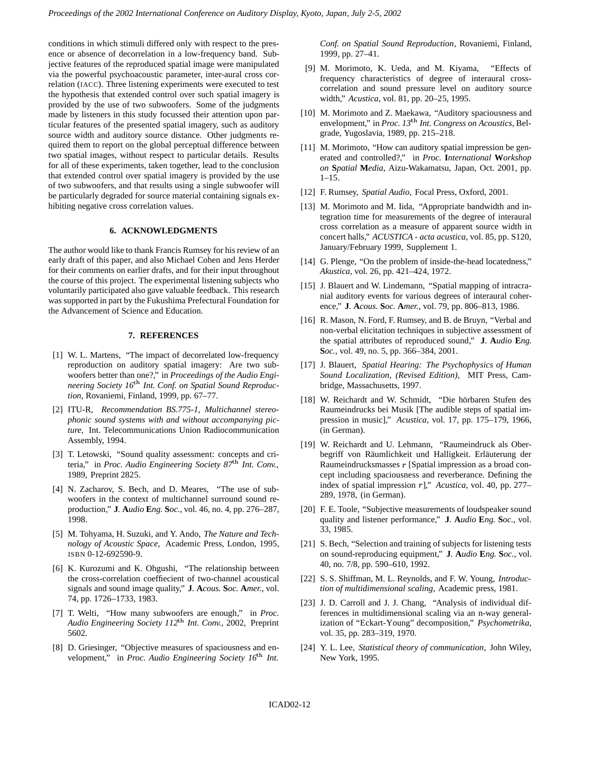conditions in which stimuli differed only with respect to the presence or absence of decorrelation in a low-frequency band. Subjective features of the reproduced spatial image were manipulated via the powerful psychoacoustic parameter, inter-aural cross correlation (IACC). Three listening experiments were executed to test the hypothesis that extended control over such spatial imagery is provided by the use of two subwoofers. Some of the judgments made by listeners in this study focussed their attention upon particular features of the presented spatial imagery, such as auditory source width and auditory source distance. Other judgments required them to report on the global perceptual difference between two spatial images, without respect to particular details. Results for all of these experiments, taken together, lead to the conclusion that extended control over spatial imagery is provided by the use of two subwoofers, and that results using a single subwoofer will be particularly degraded for source material containing signals exhibiting negative cross correlation values.

## 6. ACKNOWLEDGMENTS

The author would like to thank Francis Rumsey for his review of an early draft of this paper, and also Michael Cohen and Jens Herder for their comments on earlier drafts, and for their input throughout the course of this project. The experimental listening subjects who voluntarily participated also gave valuable feedback. This research was supported in part by the Fukushima Prefectural Foundation for the Advancement of Science and Education.

## 7. REFERENCES

[1] W. L. Martens, "The impact of decorrelated low-frequency reproduction on auditory spatial imagery: Are two subwoofers better than one?," in *Proceedings of the Audio Engineering Society 16th Int. Conf. on Spatial Sound Reproduction*, Rovaniemi, Finland, 1999, pp. 67–77.

[2] ITU-R, *Recommendation BS.775-1, Multichannel stereophonic sound systems with and without accompanying picture*, Int. Telecommunications Union Radiocommunication Assembly, 1994.

[3] T. Letowski, "Sound quality assessment: concepts and criteria," in *Proc. Audio Engineering Society 87th Int. Conv.*, 1989, Preprint 2825.

[4] N. Zacharov, S. Bech, and D. Meares, "The use of subwoofers in the context of multichannel surround sound reproduction," **J**. **A***udio* **E***ng.* **S***oc.*, vol. 46, no. 4, pp. 276–287, 1998.

[5] M. Tohyama, H. Suzuki, and Y. Ando, *The Nature and Technology of Acoustic Space*, Academic Press, London, 1995, ISBN 0-12-692590-9.

[6] K. Kurozumi and K. Ohgushi, "The relationship between the cross-correlation coeffiecient of two-channel acoustical signals and sound image quality," **J**. **A***cous.* **S***oc.* **A***mer.*, vol. 74, pp. 1726–1733, 1983.

[7] T. Welti, "How many subwoofers are enough," in *Proc. Audio Engineering Society 112th Int. Conv.*, 2002, Preprint 5602.

[8] D. Griesinger, "Objective measures of spaciousness and envelopment," in *Proc. Audio Engineering Society 16th Int. Conf. on Spatial Sound Reproduction*, Rovaniemi, Finland, 1999, pp. 27–41.

[9] M. Morimoto, K. Ueda, and M. Kiyama, "Effects of frequency characteristics of degree of interaural cross-correlation and sound pressure level on auditory source width," *Acustica*, vol. 81, pp. 20–25, 1995.

[10] M. Morimoto and Z. Maekawa, "Auditory spaciousness and envelopment," in *Proc. 13th Int. Congress on Acoustics*, Belgrade, Yugoslavia, 1989, pp. 215–218.

[11] M. Morimoto, "How can auditory spatial impression be generated and controlled?," in *Proc.* **I***nternational* **W***orkshop on* **S***patial* **M***edia*, Aizu-Wakamatsu, Japan, Oct. 2001, pp. 1–15.

[12] F. Rumsey, *Spatial Audio*, Focal Press, Oxford, 2001.

[13] M. Morimoto and M. Iida, "Appropriate bandwidth and integration time for measurements of the degree of interaural cross correlation as a measure of apparent source width in concert halls," *ACUSTICA - acta acustica*, vol. 85, pp. S120, January/February 1999, Supplement 1.

[14] G. Plenge, "On the problem of inside-the-head locatedness," *Akustica*, vol. 26, pp. 421–424, 1972.

[15] J. Blauert and W. Lindemann, "Spatial mapping of intracranial auditory events for various degrees of interaural coherence," **J**. **A***cous.* **S***oc.* **A***mer.*, vol. 79, pp. 806–813, 1986.

[16] R. Mason, N. Ford, F. Rumsey, and B. de Bruyn, "Verbal and non-verbal elicitation techniques in subjective assessment of the spatial attributes of reproduced sound," **J**. **A***udio* **E***ng.* **S***oc.*, vol. 49, no. 5, pp. 366–384, 2001.

[17] J. Blauert, *Spatial Hearing: The Psychophysics of Human Sound Localization, (Revised Edition)*, MIT Press, Cambridge, Massachusetts, 1997.

[18] W. Reichardt and W. Schmidt, "Die hörbaren Stufen des Raumeindrucks bei Musik [The audible steps of spatial impression in music]," *Acustica*, vol. 17, pp. 175–179, 1966, (in German).

[19] W. Reichardt and U. Lehmann, "Raumeindruck als Oberbegriff von Räumlichkeit und Halligkeit. Erläuterung der Raumeindrucksmasses $r$ [Spatial impression as a broad concept including spaciousness and reverberance. Defining the index of spatial impression $r$]," *Acustica*, vol. 40, pp. 277–289, 1978, (in German).

[20] F. E. Toole, "Subjective measurements of loudspeaker sound quality and listener performance," **J**. **A***udio* **E***ng.* **S***oc.*, vol. 33, 1985.

[21] S. Bech, "Selection and training of subjects for listening tests on sound-reproducing equipment," **J**. **A***udio* **E***ng.* **S***oc.*, vol. 40, no. 7/8, pp. 590–610, 1992.

[22] S. S. Shiffman, M. L. Reynolds, and F. W. Young, *Introduction of multidimensional scaling*, Academic press, 1981.

[23] J. D. Carroll and J. J. Chang, "Analysis of individual differences in multidimensional scaling via an n-way generalization of "Eckart-Young" decomposition," *Psychometrika*, vol. 35, pp. 283–319, 1970.

[24] Y. L. Lee, *Statistical theory of communication*, John Wiley, New York, 1995.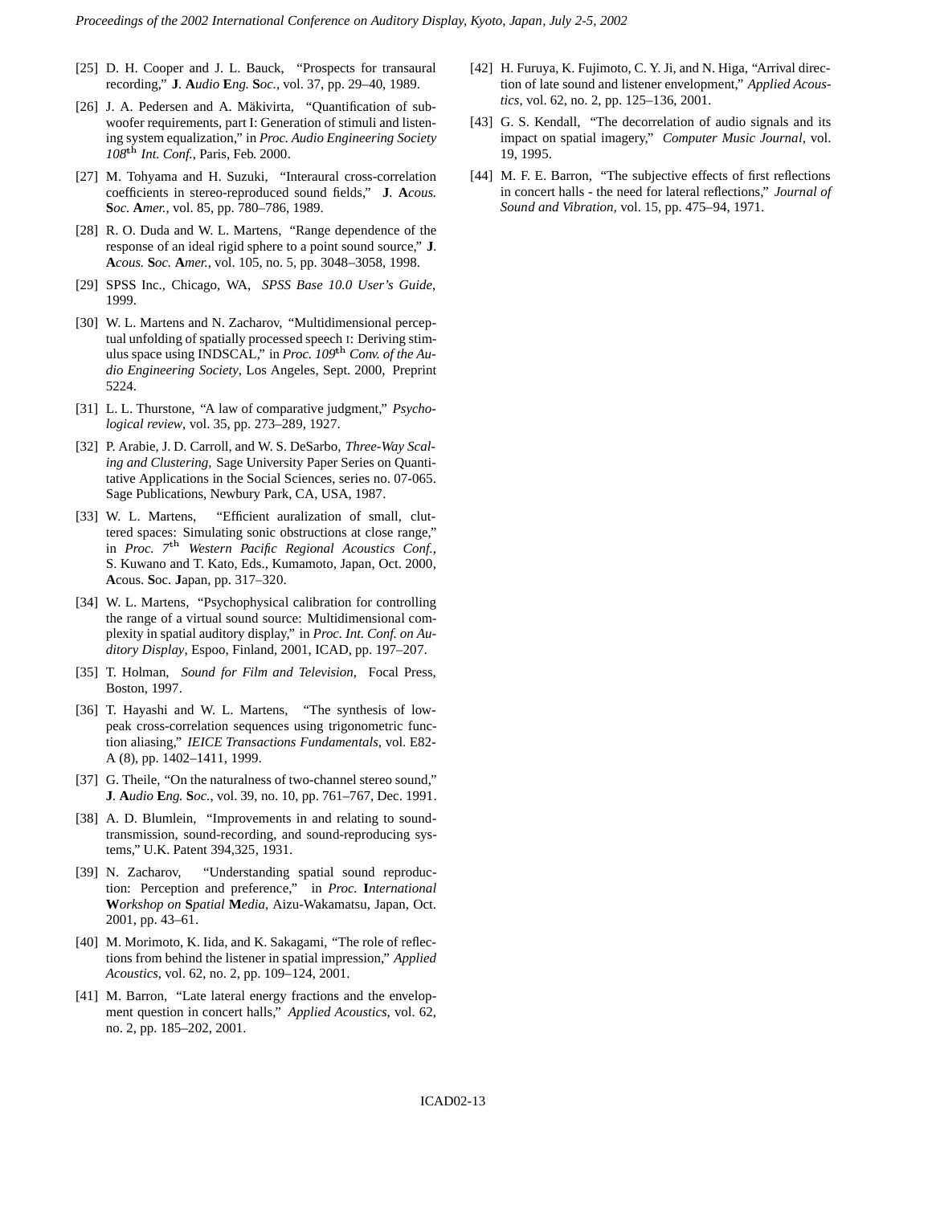[25] D. H. Cooper and J. L. Bauck, "Prospects for transaural recording," **J**. **A**udio **E**ng. **S**oc., vol. 37, pp. 29–40, 1989.

[26] J. A. Pedersen and A. Mäkivirta, "Quantification of subwoofer requirements, part I: Generation of stimuli and listening system equalization," in *Proc. Audio Engineering Society 108*th *Int. Conf.*, Paris, Feb. 2000.

[27] M. Tohyama and H. Suzuki, "Interaural cross-correlation coefficients in stereo-reproduced sound fields," **J**. **A**cous. **S**oc. **A**mer., vol. 85, pp. 780–786, 1989.

[28] R. O. Duda and W. L. Martens, "Range dependence of the response of an ideal rigid sphere to a point sound source," **J**. **A**cous. **S**oc. **A**mer., vol. 105, no. 5, pp. 3048–3058, 1998.

[29] SPSS Inc., Chicago, WA, *SPSS Base 10.0 User's Guide*, 1999.

[30] W. L. Martens and N. Zacharov, "Multidimensional perceptual unfolding of spatially processed speech I: Deriving stimulus space using INDSCAL," in *Proc. 109*th *Conv. of the Audio Engineering Society*, Los Angeles, Sept. 2000, Preprint 5224.

[31] L. L. Thurstone, "A law of comparative judgment," *Psychological review*, vol. 35, pp. 273–289, 1927.

[32] P. Arabie, J. D. Carroll, and W. S. DeSarbo, *Three-Way Scaling and Clustering*, Sage University Paper Series on Quantitative Applications in the Social Sciences, series no. 07-065. Sage Publications, Newbury Park, CA, USA, 1987.

[33] W. L. Martens, "Efficient auralization of small, cluttered spaces: Simulating sonic obstructions at close range," in *Proc. 7*th *Western Pacific Regional Acoustics Conf.*, S. Kuwano and T. Kato, Eds., Kumamoto, Japan, Oct. 2000, **A**cous. **S**oc. **J**apan, pp. 317–320.

[34] W. L. Martens, "Psychophysical calibration for controlling the range of a virtual sound source: Multidimensional complexity in spatial auditory display," in *Proc. Int. Conf. on Auditory Display*, Espoo, Finland, 2001, ICAD, pp. 197–207.

[35] T. Holman, *Sound for Film and Television*, Focal Press, Boston, 1997.

[36] T. Hayashi and W. L. Martens, "The synthesis of low-peak cross-correlation sequences using trigonometric function aliasing," *IEICE Transactions Fundamentals*, vol. E82-A (8), pp. 1402–1411, 1999.

[37] G. Theile, "On the naturalness of two-channel stereo sound," **J**. **A**udio **E**ng. **S**oc., vol. 39, no. 10, pp. 761–767, Dec. 1991.

[38] A. D. Blumlein, "Improvements in and relating to sound-transmission, sound-recording, and sound-reproducing systems," U.K. Patent 394,325, 1931.

[39] N. Zacharov, "Understanding spatial sound reproduction: Perception and preference," in *Proc.* **I***nternational* **W***orkshop on* **S***patial* **M***edia*, Aizu-Wakamatsu, Japan, Oct. 2001, pp. 43–61.

[40] M. Morimoto, K. Iida, and K. Sakagami, "The role of reflections from behind the listener in spatial impression," *Applied Acoustics*, vol. 62, no. 2, pp. 109–124, 2001.

[41] M. Barron, "Late lateral energy fractions and the envelopment question in concert halls," *Applied Acoustics*, vol. 62, no. 2, pp. 185–202, 2001.

[42] H. Furuya, K. Fujimoto, C. Y. Ji, and N. Higa, "Arrival direction of late sound and listener envelopment," *Applied Acoustics*, vol. 62, no. 2, pp. 125–136, 2001.

[43] G. S. Kendall, "The decorrelation of audio signals and its impact on spatial imagery," *Computer Music Journal*, vol. 19, 1995.

[44] M. F. E. Barron, "The subjective effects of first reflections in concert halls - the need for lateral reflections," *Journal of Sound and Vibration*, vol. 15, pp. 475–94, 1971.